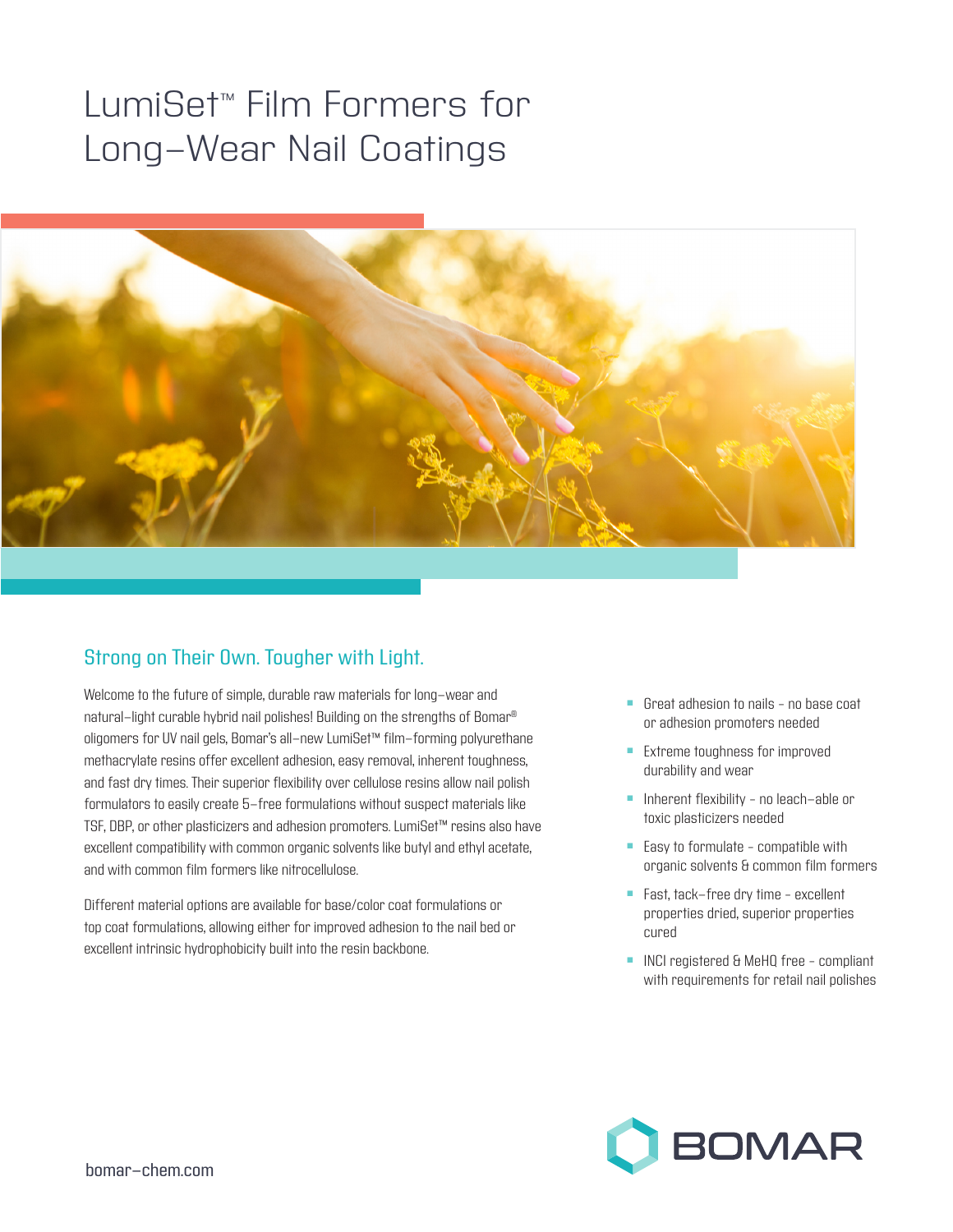# LumiSet™ Film Formers for Long–Wear Nail Coatings

## Strong on Their Own. Tougher with Light.

Welcome to the future of simple, durable raw materials for long–wear and natural–light curable hybrid nail polishes! Building on the strengths of Bomar® oligomers for UV nail gels, Bomar's all–new LumiSet™ film–forming polyurethane methacrylate resins offer excellent adhesion, easy removal, inherent toughness, and fast dry times. Their superior flexibility over cellulose resins allow nail polish formulators to easily create 5–free formulations without suspect materials like TSF, DBP, or other plasticizers and adhesion promoters. LumiSet™ resins also have excellent compatibility with common organic solvents like butyl and ethyl acetate, and with common film formers like nitrocellulose.

Different material options are available for base/color coat formulations or top coat formulations, allowing either for improved adhesion to the nail bed or excellent intrinsic hydrophobicity built into the resin backbone.

- Great adhesion to nails – no base coat or adhesion promoters needed
- Extreme toughness for improved durability and wear
- Inherent flexibility – no leach–able or toxic plasticizers needed
- Easy to formulate – compatible with organic solvents & common film formers
- Fast, tack–free dry time – excellent properties dried, superior properties cured
- INCI registered & MeHQ free – compliant with requirements for retail nail polishes

bomar–chem.com

BOMAR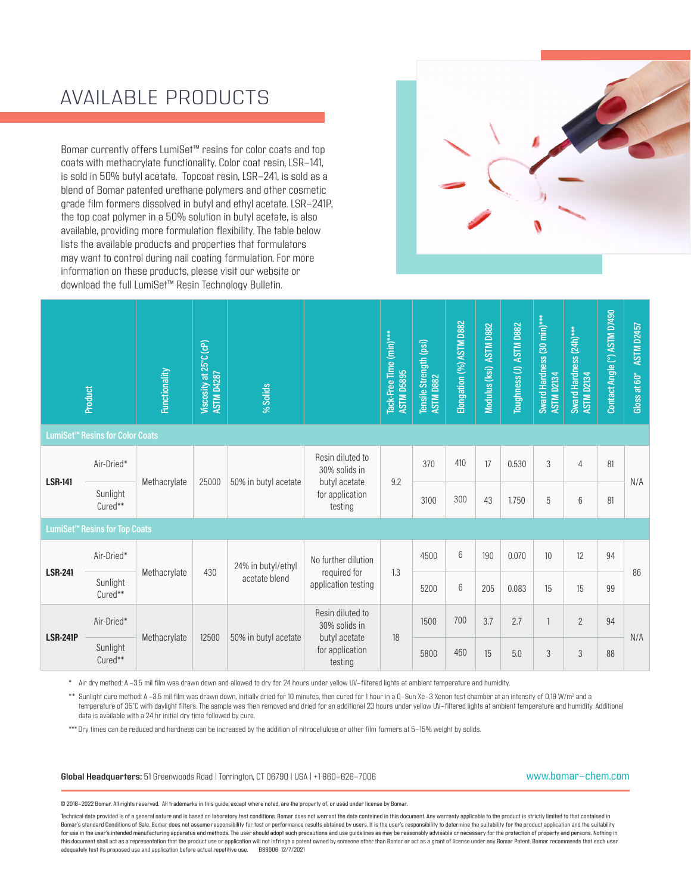# AVAILABLE PRODUCTS

Bomar currently offers LumiSet™ resins for color coats and top coats with methacrylate functionality. Color coat resin, LSR–141, is sold in 50% butyl acetate. Topcoat resin, LSR–241, is sold as a blend of Bomar patented urethane polymers and other cosmetic grade film formers dissolved in butyl and ethyl acetate. LSR–241P, the top coat polymer in a 50% solution in butyl acetate, is also available, providing more formulation flexibility. The table below lists the available products and properties that formulators may want to control during nail coating formulation. For more information on these products, please visit our website or download the full LumiSet™ Resin Technology Bulletin.

| Product | | Functionality | Viscosity at 25°C (cP) ASTM D4287 | % Solids | | Tack-Free Time (min)*** ASTM D5895 | Tensile Strength (psi) ASTM D882 | Elongation (%) ASTM D882 | Modulus (ksi) ASTM D882 | Toughness (J) ASTM D882 | Sward Hardness (30 min)*** ASTM D2134 | Sward Hardness (24h)*** ASTM D2134 | Contact Angle (°) ASTM D7490 | Gloss at 60° ASTM D2457 |
|---|---|---|---|---|---|---|---|---|---|---|---|---|---|---|
| **LumiSet™ Resins for Color Coats** | | | | | | | | | | | | | | |
| **LSR-141** | Air-Dried* | Methacrylate | 25000 | 50% in butyl acetate | Resin diluted to 30% solids in butyl acetate for application testing | 9.2 | 370 | 410 | 17 | 0.530 | 3 | 4 | 81 | N/A |
| | Sunlight Cured** | | | | | | 3100 | 300 | 43 | 1.750 | 5 | 6 | 81 | |
| **LumiSet™ Resins for Top Coats** | | | | | | | | | | | | | | |
| **LSR-241** | Air-Dried* | Methacrylate | 430 | 24% in butyl/ethyl acetate blend | No further dilution required for application testing | 1.3 | 4500 | 6 | 190 | 0.070 | 10 | 12 | 94 | 86 |
| | Sunlight Cured** | | | | | | 5200 | 6 | 205 | 0.083 | 15 | 15 | 99 | |
| **LSR-241P** | Air-Dried* | Methacrylate | 12500 | 50% in butyl acetate | Resin diluted to 30% solids in butyl acetate for application testing | 18 | 1500 | 700 | 3.7 | 2.7 | 1 | 2 | 94 | N/A |
| | Sunlight Cured** | | | | | | 5800 | 460 | 15 | 5.0 | 3 | 3 | 88 | |

\* Air dry method: A ~3.5 mil film was drawn down and allowed to dry for 24 hours under yellow UV–filtered lights at ambient temperature and humidity.

\*\* Sunlight cure method: A ~3.5 mil film was drawn down, initially dried for 10 minutes, then cured for 1 hour in a Q–Sun Xe–3 Xenon test chamber at an intensity of 0.19 W/m² and a temperature of 35°C with daylight filters. The sample was then removed and dried for an additional 23 hours under yellow UV–filtered lights at ambient temperature and humidity. Additional data is available with a 24 hr initial dry time followed by cure.

\*\*\* Dry times can be reduced and hardness can be increased by the addition of nitrocellulose or other film formers at 5–15% weight by solids.

**Global Headquarters:** 51 Greenwoods Road | Torrington, CT 06790 | USA | +1 860–626–7006

www.bomar–chem.com

© 2018–2022 Bomar. All rights reserved. All trademarks in this guide, except where noted, are the property of, or used under license by Bomar.

Technical data provided is of a general nature and is based on laboratory test conditions. Bomar does not warrant the data contained in this document. Any warranty applicable to the product is strictly limited to that contained in Bomar's standard Conditions of Sale. Bomar does not assume responsibility for test or performance results obtained by users. It is the user's responsibility to determine the suitability for the product application and the suitability for use in the user's intended manufacturing apparatus and methods. The user should adopt such precautions and use guidelines as may be reasonably advisable or necessary for the protection of property and persons. Nothing in this document shall act as a representation that the product use or application will not infringe a patent owned by someone other than Bomar or act as a grant of license under any Bomar Patent. Bomar recommends that each user adequately test its proposed use and application before actual repetitive use. BSS006 12/7/2021